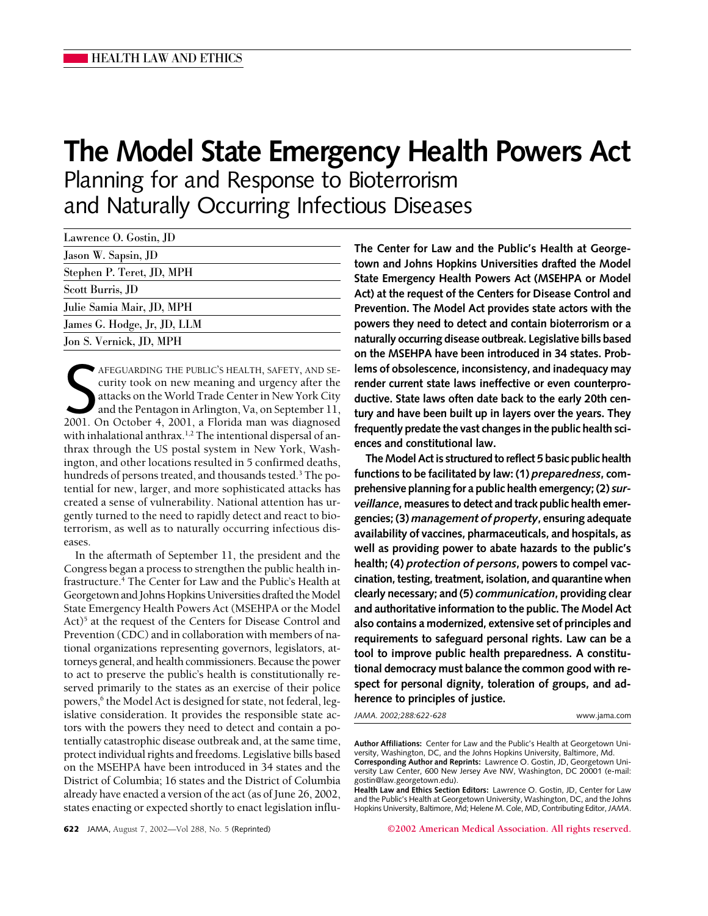# The Model State Emergency Health Powers Act

## Planning for and Response to Bioterrorism and Naturally Occurring Infectious Diseases

Lawrence O. Gostin, JD

Jason W. Sapsin, JD

Stephen P. Teret, JD, MPH

Scott Burris, JD

Julie Samia Mair, JD, MPH

James G. Hodge, Jr, JD, LLM

Jon S. Vernick, JD, MPH

**The Center for Law and the Public's Health at Georgetown and Johns Hopkins Universities drafted the Model State Emergency Health Powers Act (MSEHPA or Model Act) at the request of the Centers for Disease Control and Prevention. The Model Act provides state actors with the powers they need to detect and contain bioterrorism or a naturally occurring disease outbreak. Legislative bills based on the MSEHPA have been introduced in 34 states. Problems of obsolescence, inconsistency, and inadequacy may render current state laws ineffective or even counterproductive. State laws often date back to the early 20th century and have been built up in layers over the years. They frequently predate the vast changes in the public health sciences and constitutional law.**

**The Model Act is structured to reflect 5 basic public health functions to be facilitated by law: (1) *preparedness*, comprehensive planning for a public health emergency; (2) *surveillance*, measures to detect and track public health emergencies; (3) *management of property*, ensuring adequate availability of vaccines, pharmaceuticals, and hospitals, as well as providing power to abate hazards to the public's health; (4) *protection of persons*, powers to compel vaccination, testing, treatment, isolation, and quarantine when clearly necessary; and (5) *communication*, providing clear and authoritative information to the public. The Model Act also contains a modernized, extensive set of principles and requirements to safeguard personal rights. Law can be a tool to improve public health preparedness. A constitutional democracy must balance the common good with respect for personal dignity, toleration of groups, and adherence to principles of justice.**

*JAMA. 2002;288:622-628* www.jama.com

SAFEGUARDING THE PUBLIC'S HEALTH, SAFETY, AND SECURITY took on new meaning and urgency after the attacks on the World Trade Center in New York City and the Pentagon in Arlington, Va, on September 11, 2001. On October 4, 2001, a Florida man was diagnosed with inhalational anthrax.[1,2] The intentional dispersal of anthrax through the US postal system in New York, Washington, and other locations resulted in 5 confirmed deaths, hundreds of persons treated, and thousands tested.[3] The potential for new, larger, and more sophisticated attacks has created a sense of vulnerability. National attention has urgently turned to the need to rapidly detect and react to bioterrorism, as well as to naturally occurring infectious diseases.

In the aftermath of September 11, the president and the Congress began a process to strengthen the public health infrastructure.[4] The Center for Law and the Public's Health at Georgetown and Johns Hopkins Universities drafted the Model State Emergency Health Powers Act (MSEHPA or the Model Act)[5] at the request of the Centers for Disease Control and Prevention (CDC) and in collaboration with members of national organizations representing governors, legislators, attorneys general, and health commissioners. Because the power to act to preserve the public's health is constitutionally reserved primarily to the states as an exercise of their police powers,[6] the Model Act is designed for state, not federal, legislative consideration. It provides the responsible state actors with the powers they need to detect and contain a potentially catastrophic disease outbreak and, at the same time, protect individual rights and freedoms. Legislative bills based on the MSEHPA have been introduced in 34 states and the District of Columbia; 16 states and the District of Columbia already have enacted a version of the act (as of June 26, 2002, states enacting or expected shortly to enact legislation influ-

**Author Affiliations:** Center for Law and the Public's Health at Georgetown University, Washington, DC, and the Johns Hopkins University, Baltimore, Md.

**Corresponding Author and Reprints:** Lawrence O. Gostin, JD, Georgetown University Law Center, 600 New Jersey Ave NW, Washington, DC 20001 (e-mail: gostin@law.georgetown.edu).

**Health Law and Ethics Section Editors:** Lawrence O. Gostin, JD, Center for Law and the Public's Health at Georgetown University, Washington, DC, and the Johns Hopkins University, Baltimore, Md; Helene M. Cole, MD, Contributing Editor, *JAMA*.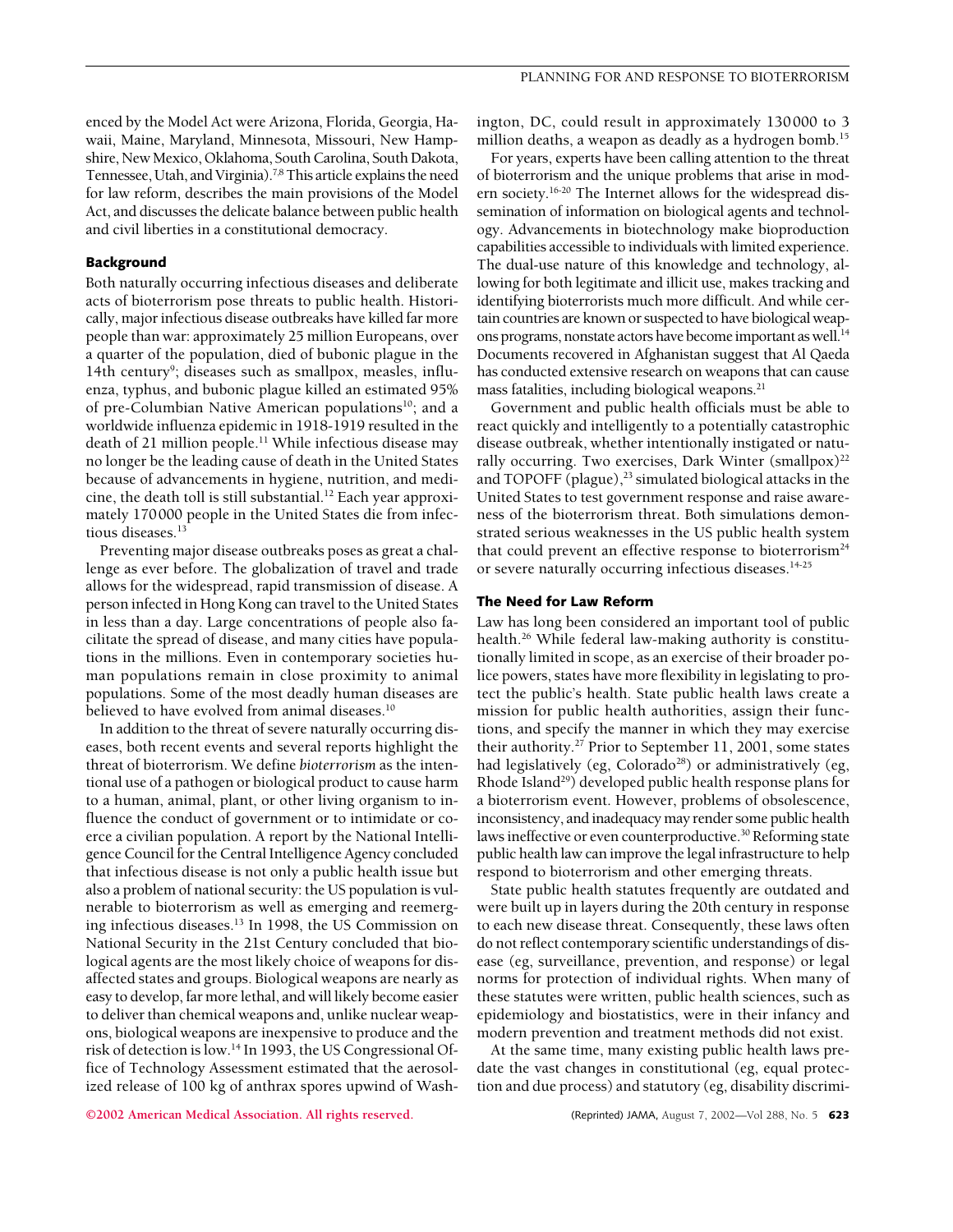enced by the Model Act were Arizona, Florida, Georgia, Hawaii, Maine, Maryland, Minnesota, Missouri, New Hampshire, New Mexico, Oklahoma, South Carolina, South Dakota, Tennessee, Utah, and Virginia).[7,8] This article explains the need for law reform, describes the main provisions of the Model Act, and discusses the delicate balance between public health and civil liberties in a constitutional democracy.

## Background

Both naturally occurring infectious diseases and deliberate acts of bioterrorism pose threats to public health. Historically, major infectious disease outbreaks have killed far more people than war: approximately 25 million Europeans, over a quarter of the population, died of bubonic plague in the 14th century[9]; diseases such as smallpox, measles, influenza, typhus, and bubonic plague killed an estimated 95% of pre-Columbian Native American populations[10]; and a worldwide influenza epidemic in 1918-1919 resulted in the death of 21 million people.[11] While infectious disease may no longer be the leading cause of death in the United States because of advancements in hygiene, nutrition, and medicine, the death toll is still substantial.[12] Each year approximately 170 000 people in the United States die from infectious diseases.[13]

Preventing major disease outbreaks poses as great a challenge as ever before. The globalization of travel and trade allows for the widespread, rapid transmission of disease. A person infected in Hong Kong can travel to the United States in less than a day. Large concentrations of people also facilitate the spread of disease, and many cities have populations in the millions. Even in contemporary societies human populations remain in close proximity to animal populations. Some of the most deadly human diseases are believed to have evolved from animal diseases.[10]

In addition to the threat of severe naturally occurring diseases, both recent events and several reports highlight the threat of bioterrorism. We define *bioterrorism* as the intentional use of a pathogen or biological product to cause harm to a human, animal, plant, or other living organism to influence the conduct of government or to intimidate or coerce a civilian population. A report by the National Intelligence Council for the Central Intelligence Agency concluded that infectious disease is not only a public health issue but also a problem of national security: the US population is vulnerable to bioterrorism as well as emerging and reemerging infectious diseases.[13] In 1998, the US Commission on National Security in the 21st Century concluded that biological agents are the most likely choice of weapons for disaffected states and groups. Biological weapons are nearly as easy to develop, far more lethal, and will likely become easier to deliver than chemical weapons and, unlike nuclear weapons, biological weapons are inexpensive to produce and the risk of detection is low.[14] In 1993, the US Congressional Office of Technology Assessment estimated that the aerosolized release of 100 kg of anthrax spores upwind of Washington, DC, could result in approximately 130 000 to 3 million deaths, a weapon as deadly as a hydrogen bomb.[15]

For years, experts have been calling attention to the threat of bioterrorism and the unique problems that arise in modern society.[16-20] The Internet allows for the widespread dissemination of information on biological agents and technology. Advancements in biotechnology make bioproduction capabilities accessible to individuals with limited experience. The dual-use nature of this knowledge and technology, allowing for both legitimate and illicit use, makes tracking and identifying bioterrorists much more difficult. And while certain countries are known or suspected to have biological weapons programs, nonstate actors have become important as well.[14] Documents recovered in Afghanistan suggest that Al Qaeda has conducted extensive research on weapons that can cause mass fatalities, including biological weapons.[21]

Government and public health officials must be able to react quickly and intelligently to a potentially catastrophic disease outbreak, whether intentionally instigated or naturally occurring. Two exercises, Dark Winter (smallpox)[22] and TOPOFF (plague),[23] simulated biological attacks in the United States to test government response and raise awareness of the bioterrorism threat. Both simulations demonstrated serious weaknesses in the US public health system that could prevent an effective response to bioterrorism[24] or severe naturally occurring infectious diseases.[14-25]

## The Need for Law Reform

Law has long been considered an important tool of public health.[26] While federal law-making authority is constitutionally limited in scope, as an exercise of their broader police powers, states have more flexibility in legislating to protect the public's health. State public health laws create a mission for public health authorities, assign their functions, and specify the manner in which they may exercise their authority.[27] Prior to September 11, 2001, some states had legislatively (eg, Colorado[28]) or administratively (eg, Rhode Island[29]) developed public health response plans for a bioterrorism event. However, problems of obsolescence, inconsistency, and inadequacy may render some public health laws ineffective or even counterproductive.[30] Reforming state public health law can improve the legal infrastructure to help respond to bioterrorism and other emerging threats.

State public health statutes frequently are outdated and were built up in layers during the 20th century in response to each new disease threat. Consequently, these laws often do not reflect contemporary scientific understandings of disease (eg, surveillance, prevention, and response) or legal norms for protection of individual rights. When many of these statutes were written, public health sciences, such as epidemiology and biostatistics, were in their infancy and modern prevention and treatment methods did not exist.

At the same time, many existing public health laws predate the vast changes in constitutional (eg, equal protection and due process) and statutory (eg, disability discrimi-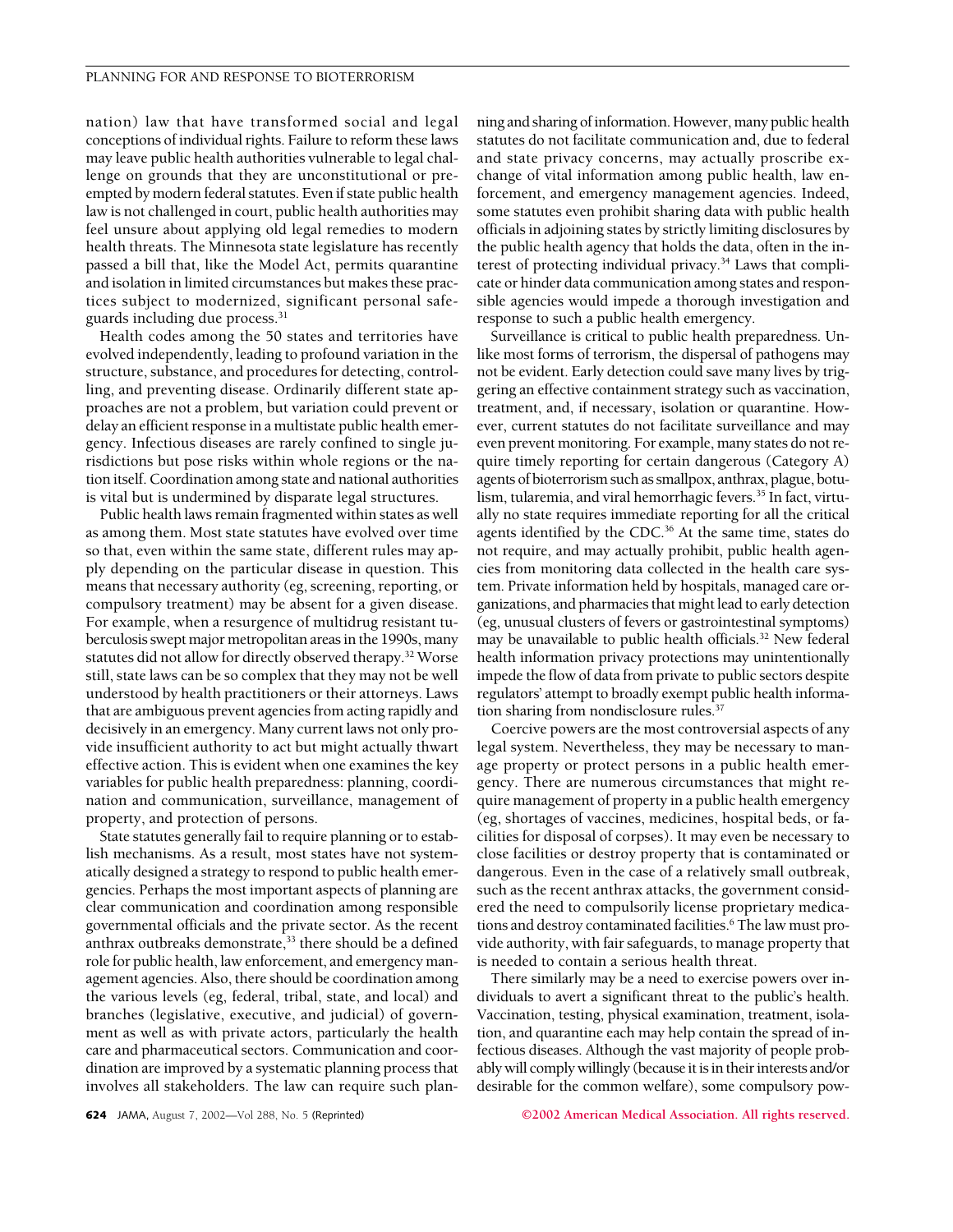nation) law that have transformed social and legal conceptions of individual rights. Failure to reform these laws may leave public health authorities vulnerable to legal challenge on grounds that they are unconstitutional or preempted by modern federal statutes. Even if state public health law is not challenged in court, public health authorities may feel unsure about applying old legal remedies to modern health threats. The Minnesota state legislature has recently passed a bill that, like the Model Act, permits quarantine and isolation in limited circumstances but makes these practices subject to modernized, significant personal safeguards including due process.[31]

Health codes among the 50 states and territories have evolved independently, leading to profound variation in the structure, substance, and procedures for detecting, controlling, and preventing disease. Ordinarily different state approaches are not a problem, but variation could prevent or delay an efficient response in a multistate public health emergency. Infectious diseases are rarely confined to single jurisdictions but pose risks within whole regions or the nation itself. Coordination among state and national authorities is vital but is undermined by disparate legal structures.

Public health laws remain fragmented within states as well as among them. Most state statutes have evolved over time so that, even within the same state, different rules may apply depending on the particular disease in question. This means that necessary authority (eg, screening, reporting, or compulsory treatment) may be absent for a given disease. For example, when a resurgence of multidrug resistant tuberculosis swept major metropolitan areas in the 1990s, many statutes did not allow for directly observed therapy.[32] Worse still, state laws can be so complex that they may not be well understood by health practitioners or their attorneys. Laws that are ambiguous prevent agencies from acting rapidly and decisively in an emergency. Many current laws not only provide insufficient authority to act but might actually thwart effective action. This is evident when one examines the key variables for public health preparedness: planning, coordination and communication, surveillance, management of property, and protection of persons.

State statutes generally fail to require planning or to establish mechanisms. As a result, most states have not systematically designed a strategy to respond to public health emergencies. Perhaps the most important aspects of planning are clear communication and coordination among responsible governmental officials and the private sector. As the recent anthrax outbreaks demonstrate,[33] there should be a defined role for public health, law enforcement, and emergency management agencies. Also, there should be coordination among the various levels (eg, federal, tribal, state, and local) and branches (legislative, executive, and judicial) of government as well as with private actors, particularly the health care and pharmaceutical sectors. Communication and coordination are improved by a systematic planning process that involves all stakeholders. The law can require such planning and sharing of information. However, many public health statutes do not facilitate communication and, due to federal and state privacy concerns, may actually proscribe exchange of vital information among public health, law enforcement, and emergency management agencies. Indeed, some statutes even prohibit sharing data with public health officials in adjoining states by strictly limiting disclosures by the public health agency that holds the data, often in the interest of protecting individual privacy.[34] Laws that complicate or hinder data communication among states and responsible agencies would impede a thorough investigation and response to such a public health emergency.

Surveillance is critical to public health preparedness. Unlike most forms of terrorism, the dispersal of pathogens may not be evident. Early detection could save many lives by triggering an effective containment strategy such as vaccination, treatment, and, if necessary, isolation or quarantine. However, current statutes do not facilitate surveillance and may even prevent monitoring. For example, many states do not require timely reporting for certain dangerous (Category A) agents of bioterrorism such as smallpox, anthrax, plague, botulism, tularemia, and viral hemorrhagic fevers.[35] In fact, virtually no state requires immediate reporting for all the critical agents identified by the CDC.[36] At the same time, states do not require, and may actually prohibit, public health agencies from monitoring data collected in the health care system. Private information held by hospitals, managed care organizations, and pharmacies that might lead to early detection (eg, unusual clusters of fevers or gastrointestinal symptoms) may be unavailable to public health officials.[32] New federal health information privacy protections may unintentionally impede the flow of data from private to public sectors despite regulators' attempt to broadly exempt public health information sharing from nondisclosure rules.[37]

Coercive powers are the most controversial aspects of any legal system. Nevertheless, they may be necessary to manage property or protect persons in a public health emergency. There are numerous circumstances that might require management of property in a public health emergency (eg, shortages of vaccines, medicines, hospital beds, or facilities for disposal of corpses). It may even be necessary to close facilities or destroy property that is contaminated or dangerous. Even in the case of a relatively small outbreak, such as the recent anthrax attacks, the government considered the need to compulsorily license proprietary medications and destroy contaminated facilities.[6] The law must provide authority, with fair safeguards, to manage property that is needed to contain a serious health threat.

There similarly may be a need to exercise powers over individuals to avert a significant threat to the public's health. Vaccination, testing, physical examination, treatment, isolation, and quarantine each may help contain the spread of infectious diseases. Although the vast majority of people probably will comply willingly (because it is in their interests and/or desirable for the common welfare), some compulsory pow-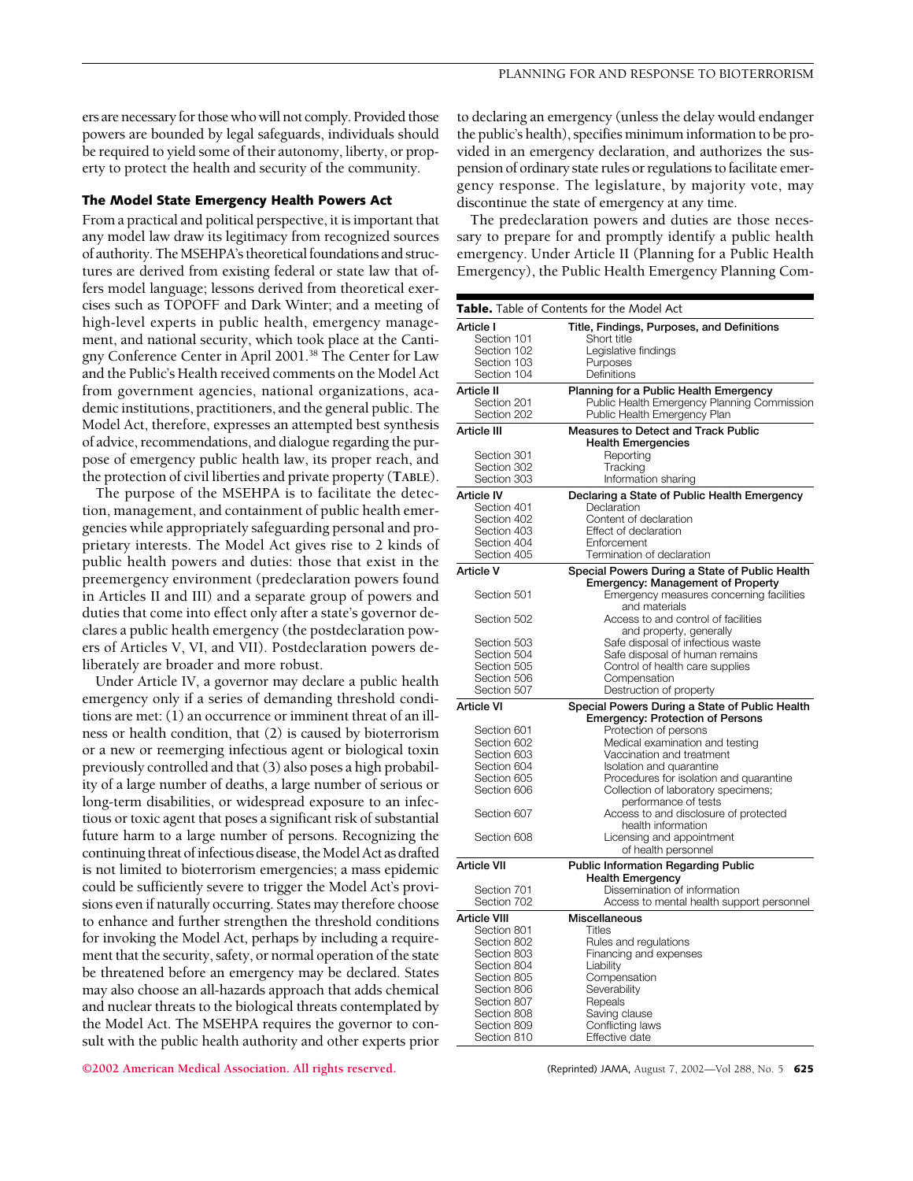ers are necessary for those who will not comply. Provided those powers are bounded by legal safeguards, individuals should be required to yield some of their autonomy, liberty, or property to protect the health and security of the community.

### The Model State Emergency Health Powers Act

From a practical and political perspective, it is important that any model law draw its legitimacy from recognized sources of authority. The MSEHPA's theoretical foundations and structures are derived from existing federal or state law that offers model language; lessons derived from theoretical exercises such as TOPOFF and Dark Winter; and a meeting of high-level experts in public health, emergency management, and national security, which took place at the Cantigny Conference Center in April 2001.[38] The Center for Law and the Public's Health received comments on the Model Act from government agencies, national organizations, academic institutions, practitioners, and the general public. The Model Act, therefore, expresses an attempted best synthesis of advice, recommendations, and dialogue regarding the purpose of emergency public health law, its proper reach, and the protection of civil liberties and private property (**TABLE**).

The purpose of the MSEHPA is to facilitate the detection, management, and containment of public health emergencies while appropriately safeguarding personal and proprietary interests. The Model Act gives rise to 2 kinds of public health powers and duties: those that exist in the preemergency environment (predeclaration powers found in Articles II and III) and a separate group of powers and duties that come into effect only after a state's governor declares a public health emergency (the postdeclaration powers of Articles V, VI, and VII). Postdeclaration powers deliberately are broader and more robust.

Under Article IV, a governor may declare a public health emergency only if a series of demanding threshold conditions are met: (1) an occurrence or imminent threat of an illness or health condition, that (2) is caused by bioterrorism or a new or reemerging infectious agent or biological toxin previously controlled and that (3) also poses a high probability of a large number of deaths, a large number of serious or long-term disabilities, or widespread exposure to an infectious or toxic agent that poses a significant risk of substantial future harm to a large number of persons. Recognizing the continuing threat of infectious disease, the Model Act as drafted is not limited to bioterrorism emergencies; a mass epidemic could be sufficiently severe to trigger the Model Act's provisions even if naturally occurring. States may therefore choose to enhance and further strengthen the threshold conditions for invoking the Model Act, perhaps by including a requirement that the security, safety, or normal operation of the state be threatened before an emergency may be declared. States may also choose an all-hazards approach that adds chemical and nuclear threats to the biological threats contemplated by the Model Act. The MSEHPA requires the governor to consult with the public health authority and other experts prior to declaring an emergency (unless the delay would endanger the public's health), specifies minimum information to be provided in an emergency declaration, and authorizes the suspension of ordinary state rules or regulations to facilitate emergency response. The legislature, by majority vote, may discontinue the state of emergency at any time.

The predeclaration powers and duties are those necessary to prepare for and promptly identify a public health emergency. Under Article II (Planning for a Public Health Emergency), the Public Health Emergency Planning Com-

**Table.** Table of Contents for the Model Act

| | |
|---|---|
| **Article I** | **Title, Findings, Purposes, and Definitions** |
| Section 101 | Short title |
| Section 102 | Legislative findings |
| Section 103 | Purposes |
| Section 104 | Definitions |
| **Article II** | **Planning for a Public Health Emergency** |
| Section 201 | Public Health Emergency Planning Commission |
| Section 202 | Public Health Emergency Plan |
| **Article III** | **Measures to Detect and Track Public Health Emergencies** |
| Section 301 | Reporting |
| Section 302 | Tracking |
| Section 303 | Information sharing |
| **Article IV** | **Declaring a State of Public Health Emergency** |
| Section 401 | Declaration |
| Section 402 | Content of declaration |
| Section 403 | Effect of declaration |
| Section 404 | Enforcement |
| Section 405 | Termination of declaration |
| **Article V** | **Special Powers During a State of Public Health Emergency: Management of Property** |
| Section 501 | Emergency measures concerning facilities and materials |
| Section 502 | Access to and control of facilities and property, generally |
| Section 503 | Safe disposal of infectious waste |
| Section 504 | Safe disposal of human remains |
| Section 505 | Control of health care supplies |
| Section 506 | Compensation |
| Section 507 | Destruction of property |
| **Article VI** | **Special Powers During a State of Public Health Emergency: Protection of Persons** |
| Section 601 | Protection of persons |
| Section 602 | Medical examination and testing |
| Section 603 | Vaccination and treatment |
| Section 604 | Isolation and quarantine |
| Section 605 | Procedures for isolation and quarantine |
| Section 606 | Collection of laboratory specimens; performance of tests |
| Section 607 | Access to and disclosure of protected health information |
| Section 608 | Licensing and appointment of health personnel |
| **Article VII** | **Public Information Regarding Public Health Emergency** |
| Section 701 | Dissemination of information |
| Section 702 | Access to mental health support personnel |
| **Article VIII** | **Miscellaneous** |
| Section 801 | Titles |
| Section 802 | Rules and regulations |
| Section 803 | Financing and expenses |
| Section 804 | Liability |
| Section 805 | Compensation |
| Section 806 | Severability |
| Section 807 | Repeals |
| Section 808 | Saving clause |
| Section 809 | Conflicting laws |
| Section 810 | Effective date |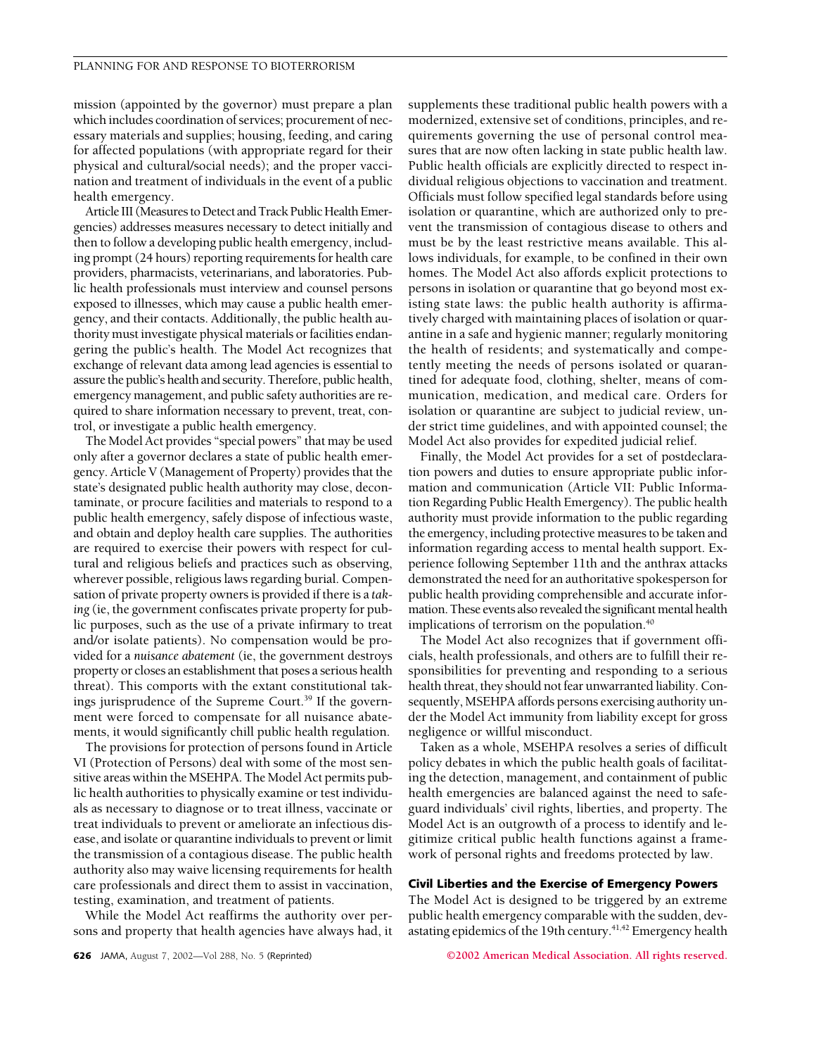mission (appointed by the governor) must prepare a plan which includes coordination of services; procurement of necessary materials and supplies; housing, feeding, and caring for affected populations (with appropriate regard for their physical and cultural/social needs); and the proper vaccination and treatment of individuals in the event of a public health emergency.

Article III (Measures to Detect and Track Public Health Emergencies) addresses measures necessary to detect initially and then to follow a developing public health emergency, including prompt (24 hours) reporting requirements for health care providers, pharmacists, veterinarians, and laboratories. Public health professionals must interview and counsel persons exposed to illnesses, which may cause a public health emergency, and their contacts. Additionally, the public health authority must investigate physical materials or facilities endangering the public's health. The Model Act recognizes that exchange of relevant data among lead agencies is essential to assure the public's health and security. Therefore, public health, emergency management, and public safety authorities are required to share information necessary to prevent, treat, control, or investigate a public health emergency.

The Model Act provides "special powers" that may be used only after a governor declares a state of public health emergency. Article V (Management of Property) provides that the state's designated public health authority may close, decontaminate, or procure facilities and materials to respond to a public health emergency, safely dispose of infectious waste, and obtain and deploy health care supplies. The authorities are required to exercise their powers with respect for cultural and religious beliefs and practices such as observing, wherever possible, religious laws regarding burial. Compensation of private property owners is provided if there is a *taking* (ie, the government confiscates private property for public purposes, such as the use of a private infirmary to treat and/or isolate patients). No compensation would be provided for a *nuisance abatement* (ie, the government destroys property or closes an establishment that poses a serious health threat). This comports with the extant constitutional takings jurisprudence of the Supreme Court.[39] If the government were forced to compensate for all nuisance abatements, it would significantly chill public health regulation.

The provisions for protection of persons found in Article VI (Protection of Persons) deal with some of the most sensitive areas within the MSEHPA. The Model Act permits public health authorities to physically examine or test individuals as necessary to diagnose or to treat illness, vaccinate or treat individuals to prevent or ameliorate an infectious disease, and isolate or quarantine individuals to prevent or limit the transmission of a contagious disease. The public health authority also may waive licensing requirements for health care professionals and direct them to assist in vaccination, testing, examination, and treatment of patients.

While the Model Act reaffirms the authority over persons and property that health agencies have always had, it supplements these traditional public health powers with a modernized, extensive set of conditions, principles, and requirements governing the use of personal control measures that are now often lacking in state public health law. Public health officials are explicitly directed to respect individual religious objections to vaccination and treatment. Officials must follow specified legal standards before using isolation or quarantine, which are authorized only to prevent the transmission of contagious disease to others and must be by the least restrictive means available. This allows individuals, for example, to be confined in their own homes. The Model Act also affords explicit protections to persons in isolation or quarantine that go beyond most existing state laws: the public health authority is affirmatively charged with maintaining places of isolation or quarantine in a safe and hygienic manner; regularly monitoring the health of residents; and systematically and competently meeting the needs of persons isolated or quarantined for adequate food, clothing, shelter, means of communication, medication, and medical care. Orders for isolation or quarantine are subject to judicial review, under strict time guidelines, and with appointed counsel; the Model Act also provides for expedited judicial relief.

Finally, the Model Act provides for a set of postdeclaration powers and duties to ensure appropriate public information and communication (Article VII: Public Information Regarding Public Health Emergency). The public health authority must provide information to the public regarding the emergency, including protective measures to be taken and information regarding access to mental health support. Experience following September 11th and the anthrax attacks demonstrated the need for an authoritative spokesperson for public health providing comprehensible and accurate information. These events also revealed the significant mental health implications of terrorism on the population.[40]

The Model Act also recognizes that if government officials, health professionals, and others are to fulfill their responsibilities for preventing and responding to a serious health threat, they should not fear unwarranted liability. Consequently, MSEHPA affords persons exercising authority under the Model Act immunity from liability except for gross negligence or willful misconduct.

Taken as a whole, MSEHPA resolves a series of difficult policy debates in which the public health goals of facilitating the detection, management, and containment of public health emergencies are balanced against the need to safeguard individuals' civil rights, liberties, and property. The Model Act is an outgrowth of a process to identify and legitimize critical public health functions against a framework of personal rights and freedoms protected by law.

## Civil Liberties and the Exercise of Emergency Powers

The Model Act is designed to be triggered by an extreme public health emergency comparable with the sudden, devastating epidemics of the 19th century.[41,42] Emergency health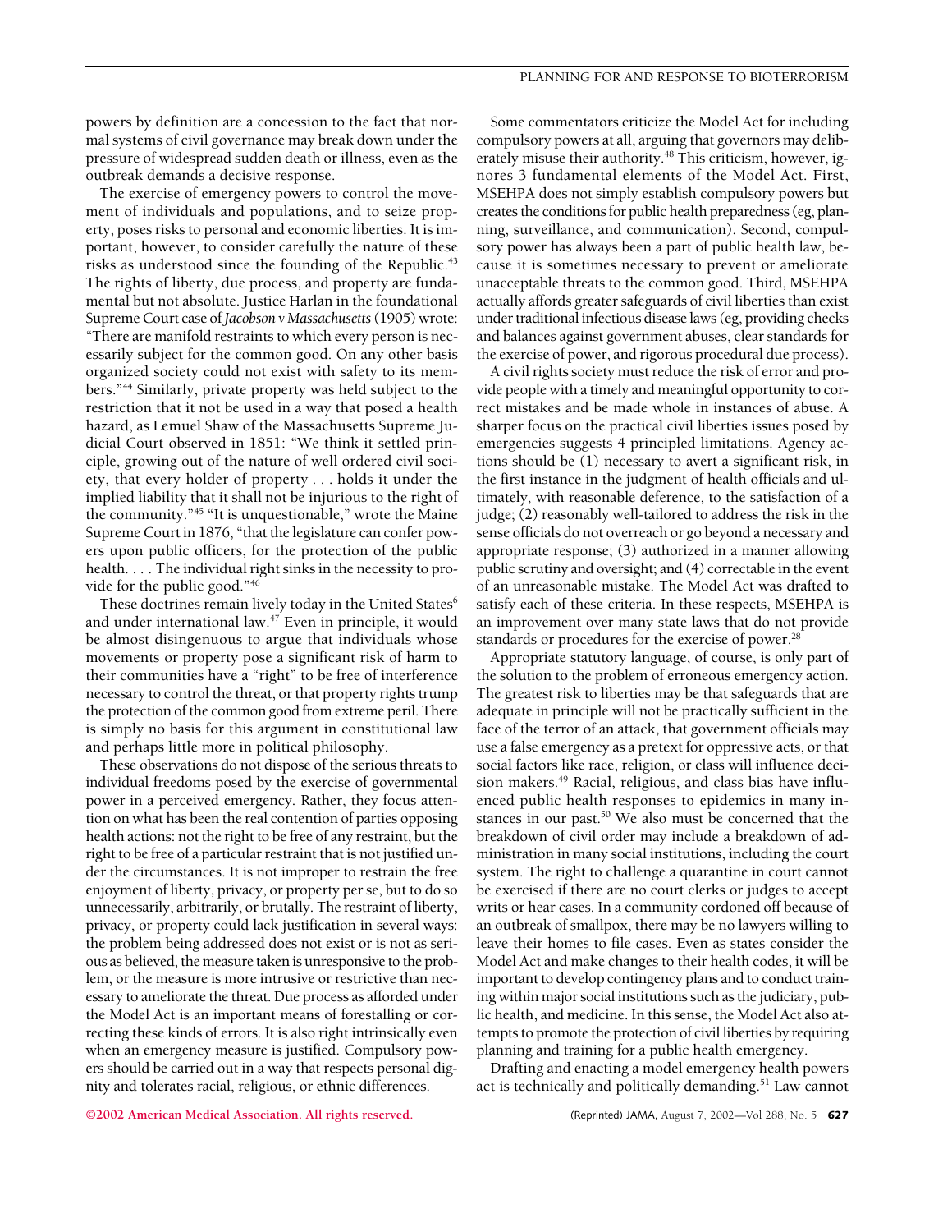powers by definition are a concession to the fact that normal systems of civil governance may break down under the pressure of widespread sudden death or illness, even as the outbreak demands a decisive response.

The exercise of emergency powers to control the movement of individuals and populations, and to seize property, poses risks to personal and economic liberties. It is important, however, to consider carefully the nature of these risks as understood since the founding of the Republic.[43] The rights of liberty, due process, and property are fundamental but not absolute. Justice Harlan in the foundational Supreme Court case of *Jacobson v Massachusetts* (1905) wrote: "There are manifold restraints to which every person is necessarily subject for the common good. On any other basis organized society could not exist with safety to its members."[44] Similarly, private property was held subject to the restriction that it not be used in a way that posed a health hazard, as Lemuel Shaw of the Massachusetts Supreme Judicial Court observed in 1851: "We think it settled principle, growing out of the nature of well ordered civil society, that every holder of property . . . holds it under the implied liability that it shall not be injurious to the right of the community."[45] "It is unquestionable," wrote the Maine Supreme Court in 1876, "that the legislature can confer powers upon public officers, for the protection of the public health. . . . The individual right sinks in the necessity to provide for the public good."[46]

These doctrines remain lively today in the United States[6] and under international law.[47] Even in principle, it would be almost disingenuous to argue that individuals whose movements or property pose a significant risk of harm to their communities have a "right" to be free of interference necessary to control the threat, or that property rights trump the protection of the common good from extreme peril. There is simply no basis for this argument in constitutional law and perhaps little more in political philosophy.

These observations do not dispose of the serious threats to individual freedoms posed by the exercise of governmental power in a perceived emergency. Rather, they focus attention on what has been the real contention of parties opposing health actions: not the right to be free of any restraint, but the right to be free of a particular restraint that is not justified under the circumstances. It is not improper to restrain the free enjoyment of liberty, privacy, or property per se, but to do so unnecessarily, arbitrarily, or brutally. The restraint of liberty, privacy, or property could lack justification in several ways: the problem being addressed does not exist or is not as serious as believed, the measure taken is unresponsive to the problem, or the measure is more intrusive or restrictive than necessary to ameliorate the threat. Due process as afforded under the Model Act is an important means of forestalling or correcting these kinds of errors. It is also right intrinsically even when an emergency measure is justified. Compulsory powers should be carried out in a way that respects personal dignity and tolerates racial, religious, or ethnic differences.

Some commentators criticize the Model Act for including compulsory powers at all, arguing that governors may deliberately misuse their authority.[48] This criticism, however, ignores 3 fundamental elements of the Model Act. First, MSEHPA does not simply establish compulsory powers but creates the conditions for public health preparedness (eg, planning, surveillance, and communication). Second, compulsory power has always been a part of public health law, because it is sometimes necessary to prevent or ameliorate unacceptable threats to the common good. Third, MSEHPA actually affords greater safeguards of civil liberties than exist under traditional infectious disease laws (eg, providing checks and balances against government abuses, clear standards for the exercise of power, and rigorous procedural due process).

A civil rights society must reduce the risk of error and provide people with a timely and meaningful opportunity to correct mistakes and be made whole in instances of abuse. A sharper focus on the practical civil liberties issues posed by emergencies suggests 4 principled limitations. Agency actions should be (1) necessary to avert a significant risk, in the first instance in the judgment of health officials and ultimately, with reasonable deference, to the satisfaction of a judge; (2) reasonably well-tailored to address the risk in the sense officials do not overreach or go beyond a necessary and appropriate response; (3) authorized in a manner allowing public scrutiny and oversight; and (4) correctable in the event of an unreasonable mistake. The Model Act was drafted to satisfy each of these criteria. In these respects, MSEHPA is an improvement over many state laws that do not provide standards or procedures for the exercise of power.[28]

Appropriate statutory language, of course, is only part of the solution to the problem of erroneous emergency action. The greatest risk to liberties may be that safeguards that are adequate in principle will not be practically sufficient in the face of the terror of an attack, that government officials may use a false emergency as a pretext for oppressive acts, or that social factors like race, religion, or class will influence decision makers.[49] Racial, religious, and class bias have influenced public health responses to epidemics in many instances in our past.[50] We also must be concerned that the breakdown of civil order may include a breakdown of administration in many social institutions, including the court system. The right to challenge a quarantine in court cannot be exercised if there are no court clerks or judges to accept writs or hear cases. In a community cordoned off because of an outbreak of smallpox, there may be no lawyers willing to leave their homes to file cases. Even as states consider the Model Act and make changes to their health codes, it will be important to develop contingency plans and to conduct training within major social institutions such as the judiciary, public health, and medicine. In this sense, the Model Act also attempts to promote the protection of civil liberties by requiring planning and training for a public health emergency.

Drafting and enacting a model emergency health powers act is technically and politically demanding.[51] Law cannot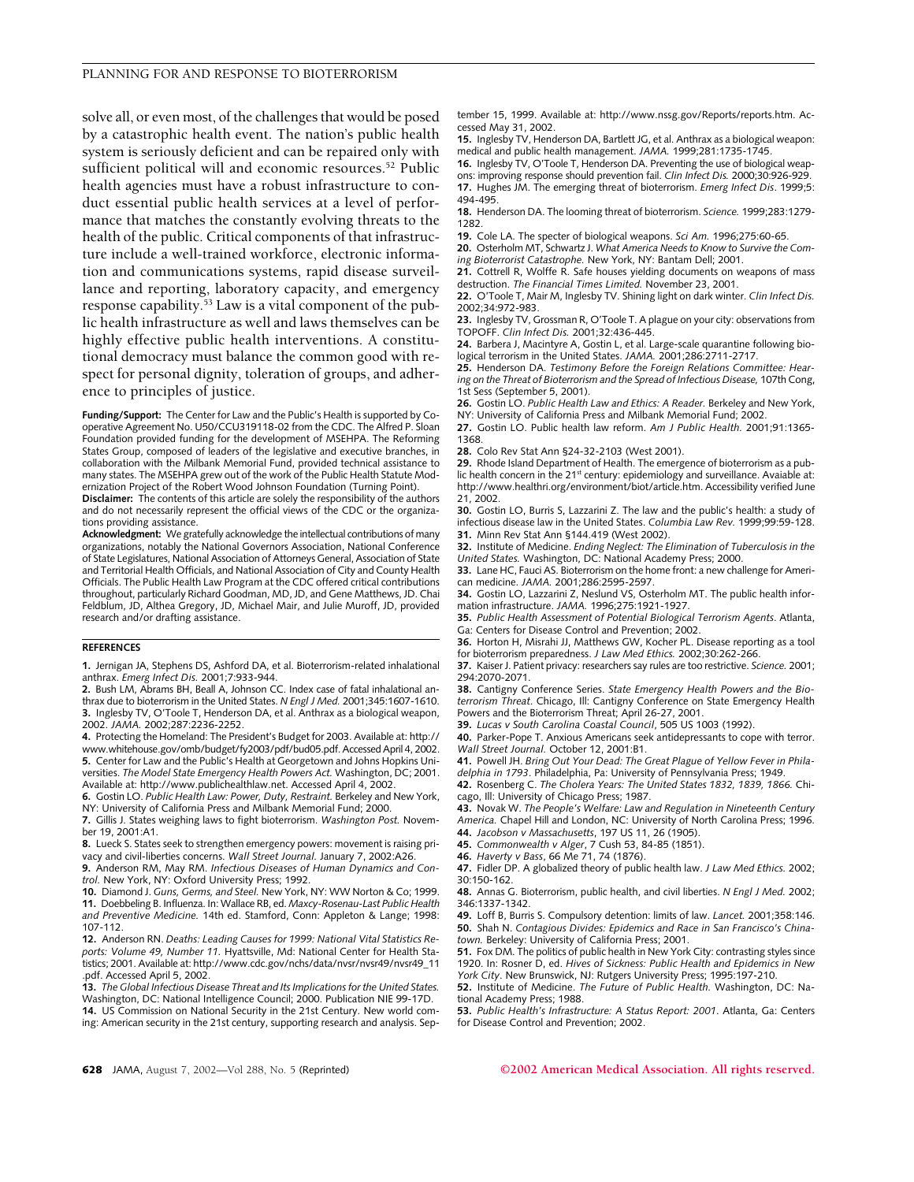solve all, or even most, of the challenges that would be posed by a catastrophic health event. The nation's public health system is seriously deficient and can be repaired only with sufficient political will and economic resources.[52] Public health agencies must have a robust infrastructure to conduct essential public health services at a level of performance that matches the constantly evolving threats to the health of the public. Critical components of that infrastructure include a well-trained workforce, electronic information and communications systems, rapid disease surveillance and reporting, laboratory capacity, and emergency response capability.[53] Law is a vital component of the public health infrastructure as well and laws themselves can be highly effective public health interventions. A constitutional democracy must balance the common good with respect for personal dignity, toleration of groups, and adherence to principles of justice.

**Funding/Support:** The Center for Law and the Public's Health is supported by Cooperative Agreement No. U50/CCU319118-02 from the CDC. The Alfred P. Sloan Foundation provided funding for the development of MSEHPA. The Reforming States Group, composed of leaders of the legislative and executive branches, in collaboration with the Milbank Memorial Fund, provided technical assistance to many states. The MSEHPA grew out of the work of the Public Health Statute Modernization Project of the Robert Wood Johnson Foundation (Turning Point).

**Disclaimer:** The contents of this article are solely the responsibility of the authors and do not necessarily represent the official views of the CDC or the organizations providing assistance.

**Acknowledgment:** We gratefully acknowledge the intellectual contributions of many organizations, notably the National Governors Association, National Conference of State Legislatures, National Association of Attorneys General, Association of State and Territorial Health Officials, and National Association of City and County Health Officials. The Public Health Law Program at the CDC offered critical contributions throughout, particularly Richard Goodman, MD, JD, and Gene Matthews, JD. Chai Feldblum, JD, Althea Gregory, JD, Michael Mair, and Julie Muroff, JD, provided research and/or drafting assistance.

## REFERENCES

**1.** Jernigan JA, Stephens DS, Ashford DA, et al. Bioterrorism-related inhalational anthrax. *Emerg Infect Dis.* 2001;7:933-944.
**2.** Bush LM, Abrams BH, Beall A, Johnson CC. Index case of fatal inhalational anthrax due to bioterrorism in the United States. *N Engl J Med.* 2001;345:1607-1610.
**3.** Inglesby TV, O'Toole T, Henderson DA, et al. Anthrax as a biological weapon, 2002. *JAMA.* 2002;287:2236-2252.
**4.** Protecting the Homeland: The President's Budget for 2003. Available at: http://www.whitehouse.gov/omb/budget/fy2003/pdf/bud05.pdf. Accessed April 4, 2002.
**5.** Center for Law and the Public's Health at Georgetown and Johns Hopkins Universities. *The Model State Emergency Health Powers Act.* Washington, DC; 2001. Available at: http://www.publichealthlaw.net. Accessed April 4, 2002.
**6.** Gostin LO. *Public Health Law: Power, Duty, Restraint.* Berkeley and New York, NY: University of California Press and Milbank Memorial Fund; 2000.
**7.** Gillis J. States weighing laws to fight bioterrorism. *Washington Post.* November 19, 2001:A1.
**8.** Lueck S. States seek to strengthen emergency powers: movement is raising privacy and civil-liberties concerns. *Wall Street Journal.* January 7, 2002:A26.
**9.** Anderson RM, May RM. *Infectious Diseases of Human Dynamics and Control.* New York, NY: Oxford University Press; 1992.
**10.** Diamond J. *Guns, Germs, and Steel.* New York, NY: WW Norton & Co; 1999.
**11.** Doebbeling B. Influenza. In: Wallace RB, ed. *Maxcy-Rosenau-Last Public Health and Preventive Medicine.* 14th ed. Stamford, Conn: Appleton & Lange; 1998: 107-112.
**12.** Anderson RN. *Deaths: Leading Causes for 1999: National Vital Statistics Reports: Volume 49, Number 11.* Hyattsville, Md: National Center for Health Statistics; 2001. Available at: http://www.cdc.gov/nchs/data/nvsr/nvsr49/nvsr49_11.pdf. Accessed April 5, 2002.
**13.** *The Global Infectious Disease Threat and Its Implications for the United States.* Washington, DC: National Intelligence Council; 2000. Publication NIE 99-17D.
**14.** US Commission on National Security in the 21st Century. New world coming: American security in the 21st century, supporting research and analysis. September 15, 1999. Available at: http://www.nssg.gov/Reports/reports.htm. Accessed May 31, 2002.
**15.** Inglesby TV, Henderson DA, Bartlett JG, et al. Anthrax as a biological weapon: medical and public health management. *JAMA.* 1999;281:1735-1745.
**16.** Inglesby TV, O'Toole T, Henderson DA. Preventing the use of biological weapons: improving response should prevention fail. *Clin Infect Dis.* 2000;30:926-929.
**17.** Hughes JM. The emerging threat of bioterrorism. *Emerg Infect Dis*. 1999;5: 494-495.
**18.** Henderson DA. The looming threat of bioterrorism. *Science.* 1999;283:1279-1282.
**19.** Cole LA. The specter of biological weapons. *Sci Am.* 1996;275:60-65.
**20.** Osterholm MT, Schwartz J. *What America Needs to Know to Survive the Coming Bioterrorist Catastrophe.* New York, NY: Bantam Dell; 2001.
**21.** Cottrell R, Wolffe R. Safe houses yielding documents on weapons of mass destruction. *The Financial Times Limited.* November 23, 2001.
**22.** O'Toole T, Mair M, Inglesby TV. Shining light on dark winter. *Clin Infect Dis.* 2002;34:972-983.
**23.** Inglesby TV, Grossman R, O'Toole T. A plague on your city: observations from TOPOFF. *Clin Infect Dis.* 2001;32:436-445.
**24.** Barbera J, Macintyre A, Gostin L, et al. Large-scale quarantine following biological terrorism in the United States. *JAMA.* 2001;286:2711-2717.
**25.** Henderson DA. *Testimony Before the Foreign Relations Committee: Hearing on the Threat of Bioterrorism and the Spread of Infectious Disease,* 107th Cong, 1st Sess (September 5, 2001).
**26.** Gostin LO. *Public Health Law and Ethics: A Reader.* Berkeley and New York, NY: University of California Press and Milbank Memorial Fund; 2002.
**27.** Gostin LO. Public health law reform. *Am J Public Health.* 2001;91:1365-1368.
**28.** Colo Rev Stat Ann §24-32-2103 (West 2001).
**29.** Rhode Island Department of Health. The emergence of bioterrorism as a public health concern in the 21st century: epidemiology and surveillance. Avaiable at: http://www.healthri.org/environment/biot/article.htm. Accessibility verified June 21, 2002.
**30.** Gostin LO, Burris S, Lazzarini Z. The law and the public's health: a study of infectious disease law in the United States. *Columbia Law Rev.* 1999;99:59-128.
**31.** Minn Rev Stat Ann §144.419 (West 2002).
**32.** Institute of Medicine. *Ending Neglect: The Elimination of Tuberculosis in the United States.* Washington, DC: National Academy Press; 2000.
**33.** Lane HC, Fauci AS. Bioterrorism on the home front: a new challenge for American medicine. *JAMA.* 2001;286:2595-2597.
**34.** Gostin LO, Lazzarini Z, Neslund VS, Osterholm MT. The public health information infrastructure. *JAMA.* 1996;275:1921-1927.
**35.** *Public Health Assessment of Potential Biological Terrorism Agents*. Atlanta, Ga: Centers for Disease Control and Prevention; 2002.
**36.** Horton H, Misrahi JJ, Matthews GW, Kocher PL. Disease reporting as a tool for bioterrorism preparedness. *J Law Med Ethics.* 2002;30:262-266.
**37.** Kaiser J. Patient privacy: researchers say rules are too restrictive. *Science.* 2001; 294:2070-2071.
**38.** Cantigny Conference Series. *State Emergency Health Powers and the Bioterrorism Threat*. Chicago, Ill: Cantigny Conference on State Emergency Health Powers and the Bioterrorism Threat; April 26-27, 2001.
**39.** *Lucas v South Carolina Coastal Council*, 505 US 1003 (1992).
**40.** Parker-Pope T. Anxious Americans seek antidepressants to cope with terror. *Wall Street Journal.* October 12, 2001:B1.
**41.** Powell JH. *Bring Out Your Dead: The Great Plague of Yellow Fever in Philadelphia in 1793*. Philadelphia, Pa: University of Pennsylvania Press; 1949.
**42.** Rosenberg C. *The Cholera Years: The United States 1832, 1839, 1866.* Chicago, Ill: University of Chicago Press; 1987.
**43.** Novak W. *The People's Welfare: Law and Regulation in Nineteenth Century America.* Chapel Hill and London, NC: University of North Carolina Press; 1996.
**44.** *Jacobson v Massachusetts*, 197 US 11, 26 (1905).
**45.** *Commonwealth v Alger*, 7 Cush 53, 84-85 (1851).
**46.** *Haverty v Bass*, 66 Me 71, 74 (1876).
**47.** Fidler DP. A globalized theory of public health law. *J Law Med Ethics.* 2002; 30:150-162.
**48.** Annas G. Bioterrorism, public health, and civil liberties. *N Engl J Med.* 2002; 346:1337-1342.
**49.** Loff B, Burris S. Compulsory detention: limits of law. *Lancet.* 2001;358:146.
**50.** Shah N. *Contagious Divides: Epidemics and Race in San Francisco's Chinatown.* Berkeley: University of California Press; 2001.
**51.** Fox DM. The politics of public health in New York City: contrasting styles since 1920. In: Rosner D, ed. *Hives of Sickness: Public Health and Epidemics in New York City*. New Brunswick, NJ: Rutgers University Press; 1995:197-210.
**52.** Institute of Medicine. *The Future of Public Health.* Washington, DC: National Academy Press; 1988.
**53.** *Public Health's Infrastructure: A Status Report: 2001*. Atlanta, Ga: Centers for Disease Control and Prevention; 2002.